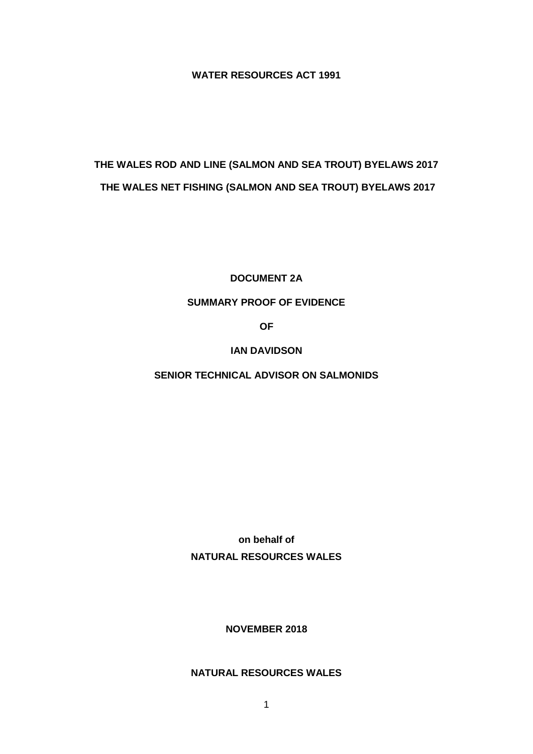**WATER RESOURCES ACT 1991**

**THE WALES ROD AND LINE (SALMON AND SEA TROUT) BYELAWS 2017**

**THE WALES NET FISHING (SALMON AND SEA TROUT) BYELAWS 2017**

**DOCUMENT 2A**

**SUMMARY PROOF OF EVIDENCE**

**OF**

**IAN DAVIDSON**

**SENIOR TECHNICAL ADVISOR ON SALMONIDS**

**on behalf of**

**NATURAL RESOURCES WALES**

**NOVEMBER 2018**

**NATURAL RESOURCES WALES**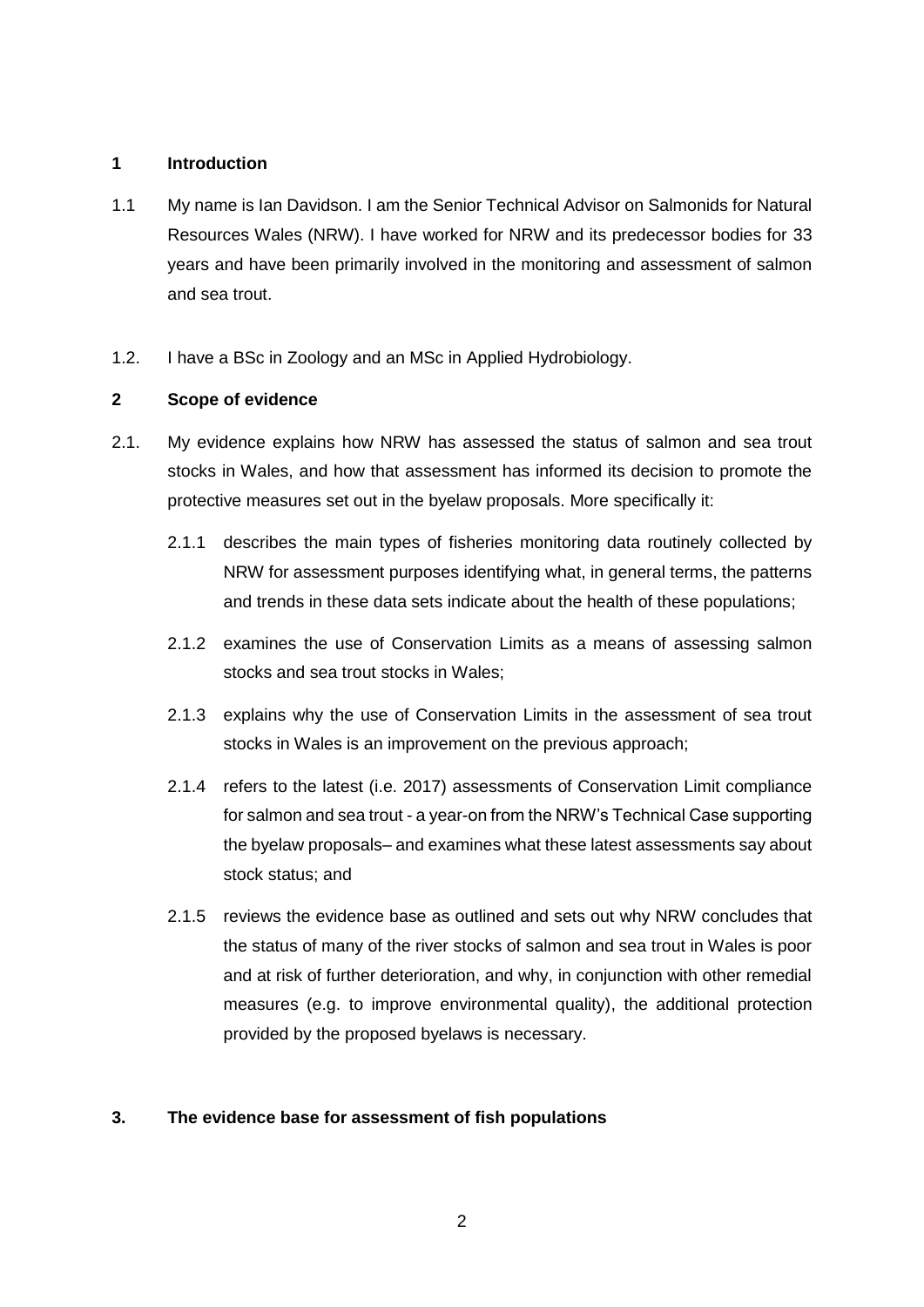## 1 Introduction

1.1 My name is Ian Davidson. I am the Senior Technical Advisor on Salmonids for Natural Resources Wales (NRW). I have worked for NRW and its predecessor bodies for 33 years and have been primarily involved in the monitoring and assessment of salmon and sea trout.

1.2. I have a BSc in Zoology and an MSc in Applied Hydrobiology.

## 2 Scope of evidence

2.1. My evidence explains how NRW has assessed the status of salmon and sea trout stocks in Wales, and how that assessment has informed its decision to promote the protective measures set out in the byelaw proposals. More specifically it:

2.1.1 describes the main types of fisheries monitoring data routinely collected by NRW for assessment purposes identifying what, in general terms, the patterns and trends in these data sets indicate about the health of these populations;

2.1.2 examines the use of Conservation Limits as a means of assessing salmon stocks and sea trout stocks in Wales;

2.1.3 explains why the use of Conservation Limits in the assessment of sea trout stocks in Wales is an improvement on the previous approach;

2.1.4 refers to the latest (i.e. 2017) assessments of Conservation Limit compliance for salmon and sea trout - a year-on from the NRW's Technical Case supporting the byelaw proposals– and examines what these latest assessments say about stock status; and

2.1.5 reviews the evidence base as outlined and sets out why NRW concludes that the status of many of the river stocks of salmon and sea trout in Wales is poor and at risk of further deterioration, and why, in conjunction with other remedial measures (e.g. to improve environmental quality), the additional protection provided by the proposed byelaws is necessary.

## 3. The evidence base for assessment of fish populations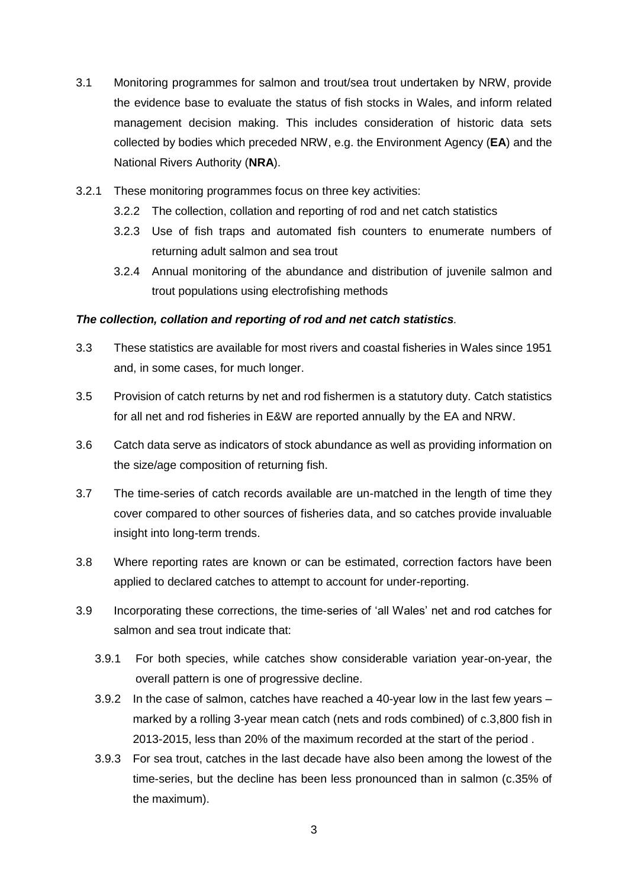3.1 Monitoring programmes for salmon and trout/sea trout undertaken by NRW, provide the evidence base to evaluate the status of fish stocks in Wales, and inform related management decision making. This includes consideration of historic data sets collected by bodies which preceded NRW, e.g. the Environment Agency (**EA**) and the National Rivers Authority (**NRA**).

3.2.1 These monitoring programmes focus on three key activities:

- 3.2.2 The collection, collation and reporting of rod and net catch statistics
- 3.2.3 Use of fish traps and automated fish counters to enumerate numbers of returning adult salmon and sea trout
- 3.2.4 Annual monitoring of the abundance and distribution of juvenile salmon and trout populations using electrofishing methods

***The collection, collation and reporting of rod and net catch statistics**.*

3.3 These statistics are available for most rivers and coastal fisheries in Wales since 1951 and, in some cases, for much longer.

3.5 Provision of catch returns by net and rod fishermen is a statutory duty. Catch statistics for all net and rod fisheries in E&W are reported annually by the EA and NRW.

3.6 Catch data serve as indicators of stock abundance as well as providing information on the size/age composition of returning fish.

3.7 The time-series of catch records available are un-matched in the length of time they cover compared to other sources of fisheries data, and so catches provide invaluable insight into long-term trends.

3.8 Where reporting rates are known or can be estimated, correction factors have been applied to declared catches to attempt to account for under-reporting.

3.9 Incorporating these corrections, the time-series of 'all Wales' net and rod catches for salmon and sea trout indicate that:

- 3.9.1 For both species, while catches show considerable variation year-on-year, the overall pattern is one of progressive decline.
- 3.9.2 In the case of salmon, catches have reached a 40-year low in the last few years – marked by a rolling 3-year mean catch (nets and rods combined) of c.3,800 fish in 2013-2015, less than 20% of the maximum recorded at the start of the period .
- 3.9.3 For sea trout, catches in the last decade have also been among the lowest of the time-series, but the decline has been less pronounced than in salmon (c.35% of the maximum).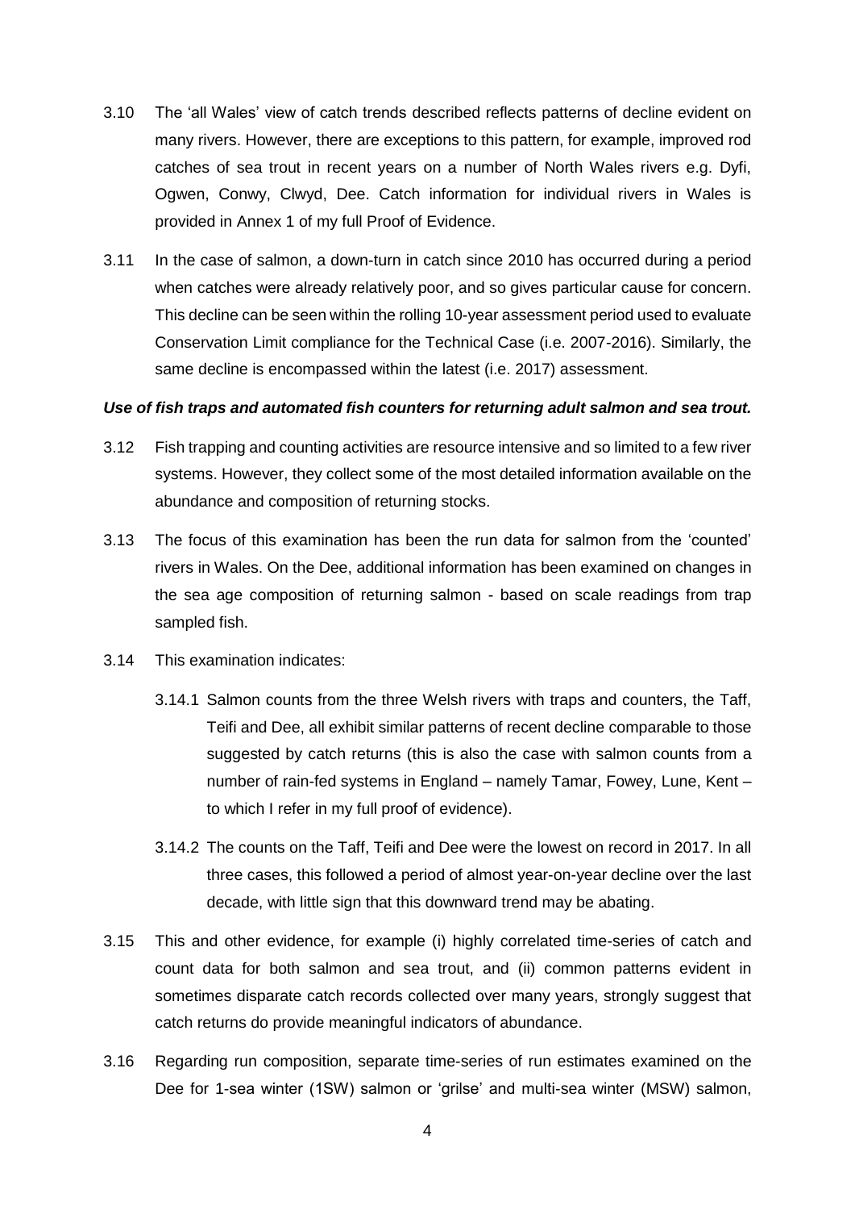3.10 The 'all Wales' view of catch trends described reflects patterns of decline evident on many rivers. However, there are exceptions to this pattern, for example, improved rod catches of sea trout in recent years on a number of North Wales rivers e.g. Dyfi, Ogwen, Conwy, Clwyd, Dee. Catch information for individual rivers in Wales is provided in Annex 1 of my full Proof of Evidence.

3.11 In the case of salmon, a down-turn in catch since 2010 has occurred during a period when catches were already relatively poor, and so gives particular cause for concern. This decline can be seen within the rolling 10-year assessment period used to evaluate Conservation Limit compliance for the Technical Case (i.e. 2007-2016). Similarly, the same decline is encompassed within the latest (i.e. 2017) assessment.

***Use of fish traps and automated fish counters for returning adult salmon and sea trout.***

3.12 Fish trapping and counting activities are resource intensive and so limited to a few river systems. However, they collect some of the most detailed information available on the abundance and composition of returning stocks.

3.13 The focus of this examination has been the run data for salmon from the 'counted' rivers in Wales. On the Dee, additional information has been examined on changes in the sea age composition of returning salmon - based on scale readings from trap sampled fish.

3.14 This examination indicates:

3.14.1 Salmon counts from the three Welsh rivers with traps and counters, the Taff, Teifi and Dee, all exhibit similar patterns of recent decline comparable to those suggested by catch returns (this is also the case with salmon counts from a number of rain-fed systems in England – namely Tamar, Fowey, Lune, Kent – to which I refer in my full proof of evidence).

3.14.2 The counts on the Taff, Teifi and Dee were the lowest on record in 2017. In all three cases, this followed a period of almost year-on-year decline over the last decade, with little sign that this downward trend may be abating.

3.15 This and other evidence, for example (i) highly correlated time-series of catch and count data for both salmon and sea trout, and (ii) common patterns evident in sometimes disparate catch records collected over many years, strongly suggest that catch returns do provide meaningful indicators of abundance.

3.16 Regarding run composition, separate time-series of run estimates examined on the Dee for 1-sea winter (1SW) salmon or 'grilse' and multi-sea winter (MSW) salmon,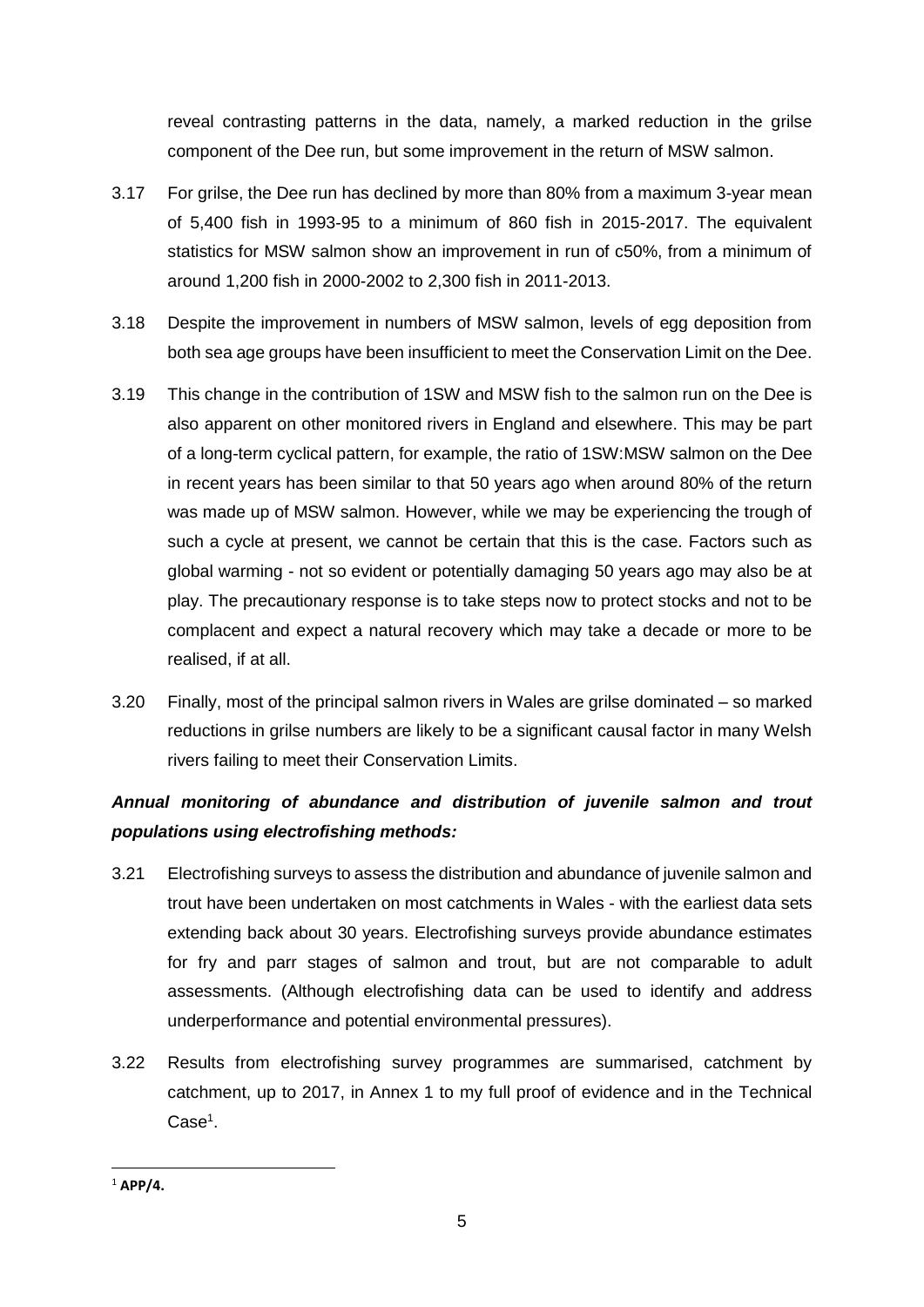reveal contrasting patterns in the data, namely, a marked reduction in the grilse component of the Dee run, but some improvement in the return of MSW salmon.

3.17 For grilse, the Dee run has declined by more than 80% from a maximum 3-year mean of 5,400 fish in 1993-95 to a minimum of 860 fish in 2015-2017. The equivalent statistics for MSW salmon show an improvement in run of c50%, from a minimum of around 1,200 fish in 2000-2002 to 2,300 fish in 2011-2013.

3.18 Despite the improvement in numbers of MSW salmon, levels of egg deposition from both sea age groups have been insufficient to meet the Conservation Limit on the Dee.

3.19 This change in the contribution of 1SW and MSW fish to the salmon run on the Dee is also apparent on other monitored rivers in England and elsewhere. This may be part of a long-term cyclical pattern, for example, the ratio of 1SW:MSW salmon on the Dee in recent years has been similar to that 50 years ago when around 80% of the return was made up of MSW salmon. However, while we may be experiencing the trough of such a cycle at present, we cannot be certain that this is the case. Factors such as global warming - not so evident or potentially damaging 50 years ago may also be at play. The precautionary response is to take steps now to protect stocks and not to be complacent and expect a natural recovery which may take a decade or more to be realised, if at all.

3.20 Finally, most of the principal salmon rivers in Wales are grilse dominated – so marked reductions in grilse numbers are likely to be a significant causal factor in many Welsh rivers failing to meet their Conservation Limits.

***Annual monitoring of abundance and distribution of juvenile salmon and trout populations using electrofishing methods:***

3.21 Electrofishing surveys to assess the distribution and abundance of juvenile salmon and trout have been undertaken on most catchments in Wales - with the earliest data sets extending back about 30 years. Electrofishing surveys provide abundance estimates for fry and parr stages of salmon and trout, but are not comparable to adult assessments. (Although electrofishing data can be used to identify and address underperformance and potential environmental pressures).

3.22 Results from electrofishing survey programmes are summarised, catchment by catchment, up to 2017, in Annex 1 to my full proof of evidence and in the Technical Case[1].

---

[1] **APP/4.**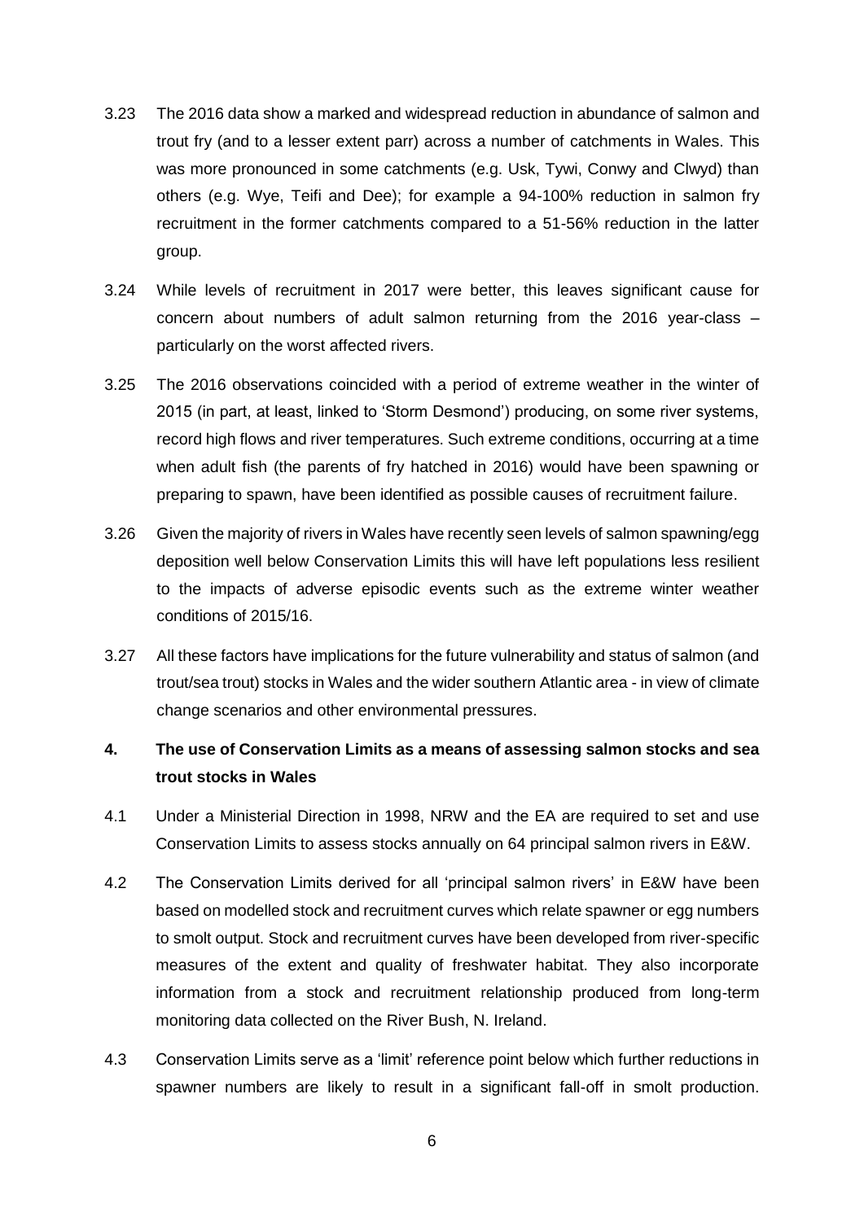3.23 The 2016 data show a marked and widespread reduction in abundance of salmon and trout fry (and to a lesser extent parr) across a number of catchments in Wales. This was more pronounced in some catchments (e.g. Usk, Tywi, Conwy and Clwyd) than others (e.g. Wye, Teifi and Dee); for example a 94-100% reduction in salmon fry recruitment in the former catchments compared to a 51-56% reduction in the latter group.

3.24 While levels of recruitment in 2017 were better, this leaves significant cause for concern about numbers of adult salmon returning from the 2016 year-class – particularly on the worst affected rivers.

3.25 The 2016 observations coincided with a period of extreme weather in the winter of 2015 (in part, at least, linked to 'Storm Desmond') producing, on some river systems, record high flows and river temperatures. Such extreme conditions, occurring at a time when adult fish (the parents of fry hatched in 2016) would have been spawning or preparing to spawn, have been identified as possible causes of recruitment failure.

3.26 Given the majority of rivers in Wales have recently seen levels of salmon spawning/egg deposition well below Conservation Limits this will have left populations less resilient to the impacts of adverse episodic events such as the extreme winter weather conditions of 2015/16.

3.27 All these factors have implications for the future vulnerability and status of salmon (and trout/sea trout) stocks in Wales and the wider southern Atlantic area - in view of climate change scenarios and other environmental pressures.

## 4. The use of Conservation Limits as a means of assessing salmon stocks and sea trout stocks in Wales

4.1 Under a Ministerial Direction in 1998, NRW and the EA are required to set and use Conservation Limits to assess stocks annually on 64 principal salmon rivers in E&W.

4.2 The Conservation Limits derived for all 'principal salmon rivers' in E&W have been based on modelled stock and recruitment curves which relate spawner or egg numbers to smolt output. Stock and recruitment curves have been developed from river-specific measures of the extent and quality of freshwater habitat. They also incorporate information from a stock and recruitment relationship produced from long-term monitoring data collected on the River Bush, N. Ireland.

4.3 Conservation Limits serve as a 'limit' reference point below which further reductions in spawner numbers are likely to result in a significant fall-off in smolt production.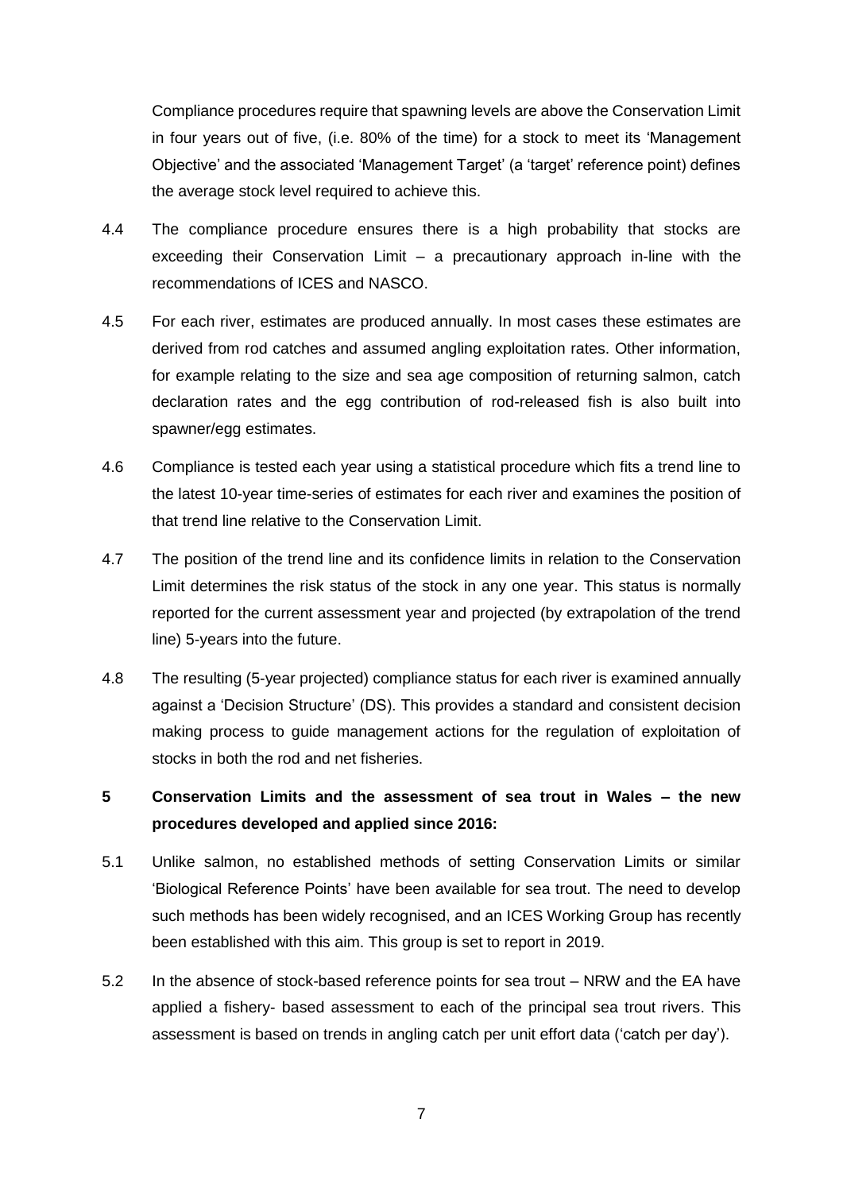Compliance procedures require that spawning levels are above the Conservation Limit in four years out of five, (i.e. 80% of the time) for a stock to meet its 'Management Objective' and the associated 'Management Target' (a 'target' reference point) defines the average stock level required to achieve this.

4.4 The compliance procedure ensures there is a high probability that stocks are exceeding their Conservation Limit – a precautionary approach in-line with the recommendations of ICES and NASCO.

4.5 For each river, estimates are produced annually. In most cases these estimates are derived from rod catches and assumed angling exploitation rates. Other information, for example relating to the size and sea age composition of returning salmon, catch declaration rates and the egg contribution of rod-released fish is also built into spawner/egg estimates.

4.6 Compliance is tested each year using a statistical procedure which fits a trend line to the latest 10-year time-series of estimates for each river and examines the position of that trend line relative to the Conservation Limit.

4.7 The position of the trend line and its confidence limits in relation to the Conservation Limit determines the risk status of the stock in any one year. This status is normally reported for the current assessment year and projected (by extrapolation of the trend line) 5-years into the future.

4.8 The resulting (5-year projected) compliance status for each river is examined annually against a 'Decision Structure' (DS). This provides a standard and consistent decision making process to guide management actions for the regulation of exploitation of stocks in both the rod and net fisheries.

## 5 Conservation Limits and the assessment of sea trout in Wales – the new procedures developed and applied since 2016:

5.1 Unlike salmon, no established methods of setting Conservation Limits or similar 'Biological Reference Points' have been available for sea trout. The need to develop such methods has been widely recognised, and an ICES Working Group has recently been established with this aim. This group is set to report in 2019.

5.2 In the absence of stock-based reference points for sea trout – NRW and the EA have applied a fishery- based assessment to each of the principal sea trout rivers. This assessment is based on trends in angling catch per unit effort data ('catch per day').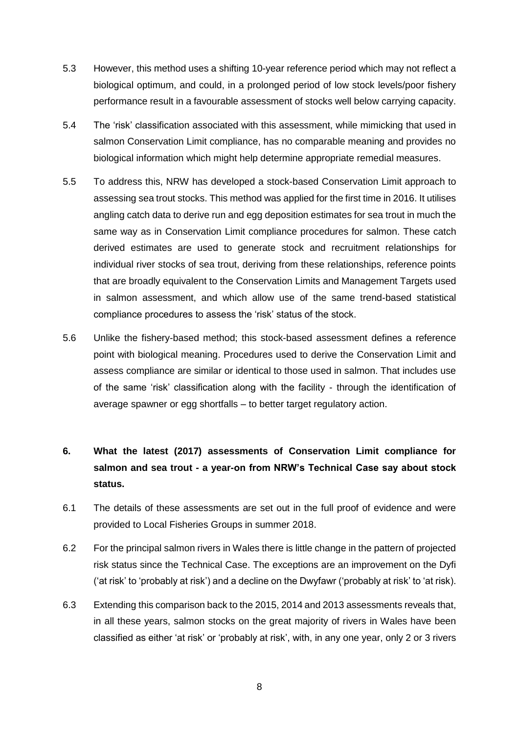5.3 However, this method uses a shifting 10-year reference period which may not reflect a biological optimum, and could, in a prolonged period of low stock levels/poor fishery performance result in a favourable assessment of stocks well below carrying capacity.

5.4 The 'risk' classification associated with this assessment, while mimicking that used in salmon Conservation Limit compliance, has no comparable meaning and provides no biological information which might help determine appropriate remedial measures.

5.5 To address this, NRW has developed a stock-based Conservation Limit approach to assessing sea trout stocks. This method was applied for the first time in 2016. It utilises angling catch data to derive run and egg deposition estimates for sea trout in much the same way as in Conservation Limit compliance procedures for salmon. These catch derived estimates are used to generate stock and recruitment relationships for individual river stocks of sea trout, deriving from these relationships, reference points that are broadly equivalent to the Conservation Limits and Management Targets used in salmon assessment, and which allow use of the same trend-based statistical compliance procedures to assess the 'risk' status of the stock.

5.6 Unlike the fishery-based method; this stock-based assessment defines a reference point with biological meaning. Procedures used to derive the Conservation Limit and assess compliance are similar or identical to those used in salmon. That includes use of the same 'risk' classification along with the facility - through the identification of average spawner or egg shortfalls – to better target regulatory action.

## 6. What the latest (2017) assessments of Conservation Limit compliance for salmon and sea trout - a year-on from NRW's Technical Case say about stock status.

6.1 The details of these assessments are set out in the full proof of evidence and were provided to Local Fisheries Groups in summer 2018.

6.2 For the principal salmon rivers in Wales there is little change in the pattern of projected risk status since the Technical Case. The exceptions are an improvement on the Dyfi ('at risk' to 'probably at risk') and a decline on the Dwyfawr ('probably at risk' to 'at risk).

6.3 Extending this comparison back to the 2015, 2014 and 2013 assessments reveals that, in all these years, salmon stocks on the great majority of rivers in Wales have been classified as either 'at risk' or 'probably at risk', with, in any one year, only 2 or 3 rivers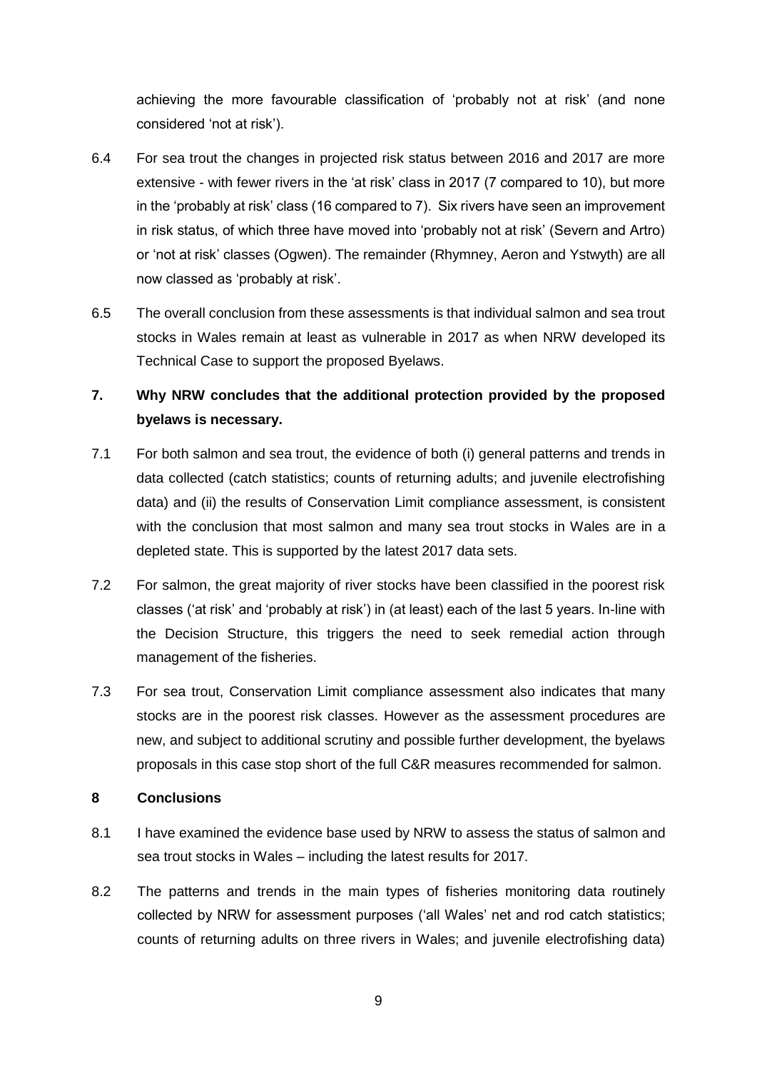achieving the more favourable classification of 'probably not at risk' (and none considered 'not at risk').

6.4 For sea trout the changes in projected risk status between 2016 and 2017 are more extensive - with fewer rivers in the 'at risk' class in 2017 (7 compared to 10), but more in the 'probably at risk' class (16 compared to 7). Six rivers have seen an improvement in risk status, of which three have moved into 'probably not at risk' (Severn and Artro) or 'not at risk' classes (Ogwen). The remainder (Rhymney, Aeron and Ystwyth) are all now classed as 'probably at risk'.

6.5 The overall conclusion from these assessments is that individual salmon and sea trout stocks in Wales remain at least as vulnerable in 2017 as when NRW developed its Technical Case to support the proposed Byelaws.

## 7. Why NRW concludes that the additional protection provided by the proposed byelaws is necessary.

7.1 For both salmon and sea trout, the evidence of both (i) general patterns and trends in data collected (catch statistics; counts of returning adults; and juvenile electrofishing data) and (ii) the results of Conservation Limit compliance assessment, is consistent with the conclusion that most salmon and many sea trout stocks in Wales are in a depleted state. This is supported by the latest 2017 data sets.

7.2 For salmon, the great majority of river stocks have been classified in the poorest risk classes ('at risk' and 'probably at risk') in (at least) each of the last 5 years. In-line with the Decision Structure, this triggers the need to seek remedial action through management of the fisheries.

7.3 For sea trout, Conservation Limit compliance assessment also indicates that many stocks are in the poorest risk classes. However as the assessment procedures are new, and subject to additional scrutiny and possible further development, the byelaws proposals in this case stop short of the full C&R measures recommended for salmon.

## 8 Conclusions

8.1 I have examined the evidence base used by NRW to assess the status of salmon and sea trout stocks in Wales – including the latest results for 2017.

8.2 The patterns and trends in the main types of fisheries monitoring data routinely collected by NRW for assessment purposes ('all Wales' net and rod catch statistics; counts of returning adults on three rivers in Wales; and juvenile electrofishing data)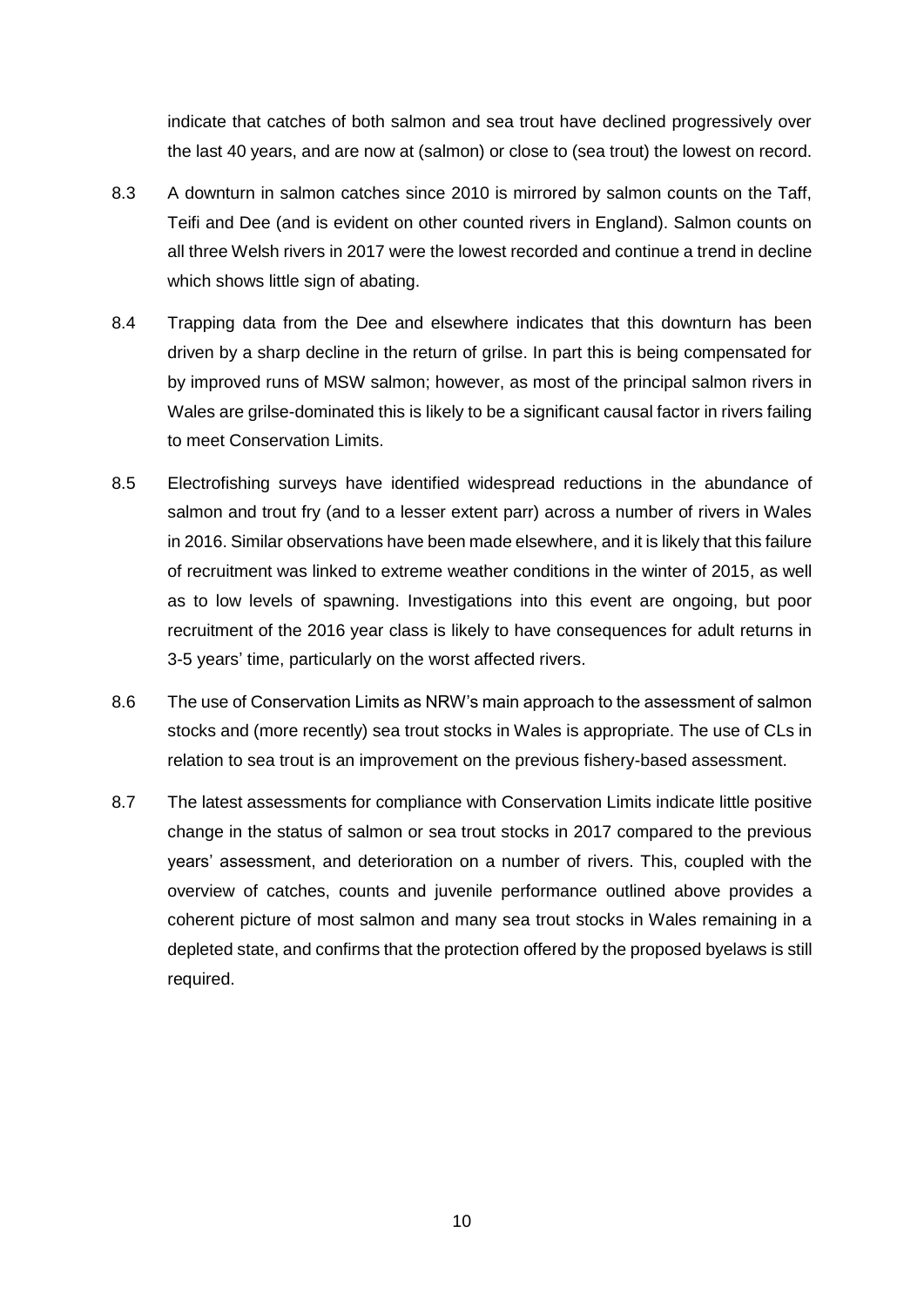indicate that catches of both salmon and sea trout have declined progressively over the last 40 years, and are now at (salmon) or close to (sea trout) the lowest on record.

8.3 A downturn in salmon catches since 2010 is mirrored by salmon counts on the Taff, Teifi and Dee (and is evident on other counted rivers in England). Salmon counts on all three Welsh rivers in 2017 were the lowest recorded and continue a trend in decline which shows little sign of abating.

8.4 Trapping data from the Dee and elsewhere indicates that this downturn has been driven by a sharp decline in the return of grilse. In part this is being compensated for by improved runs of MSW salmon; however, as most of the principal salmon rivers in Wales are grilse-dominated this is likely to be a significant causal factor in rivers failing to meet Conservation Limits.

8.5 Electrofishing surveys have identified widespread reductions in the abundance of salmon and trout fry (and to a lesser extent parr) across a number of rivers in Wales in 2016. Similar observations have been made elsewhere, and it is likely that this failure of recruitment was linked to extreme weather conditions in the winter of 2015, as well as to low levels of spawning. Investigations into this event are ongoing, but poor recruitment of the 2016 year class is likely to have consequences for adult returns in 3-5 years' time, particularly on the worst affected rivers.

8.6 The use of Conservation Limits as NRW's main approach to the assessment of salmon stocks and (more recently) sea trout stocks in Wales is appropriate. The use of CLs in relation to sea trout is an improvement on the previous fishery-based assessment.

8.7 The latest assessments for compliance with Conservation Limits indicate little positive change in the status of salmon or sea trout stocks in 2017 compared to the previous years' assessment, and deterioration on a number of rivers. This, coupled with the overview of catches, counts and juvenile performance outlined above provides a coherent picture of most salmon and many sea trout stocks in Wales remaining in a depleted state, and confirms that the protection offered by the proposed byelaws is still required.